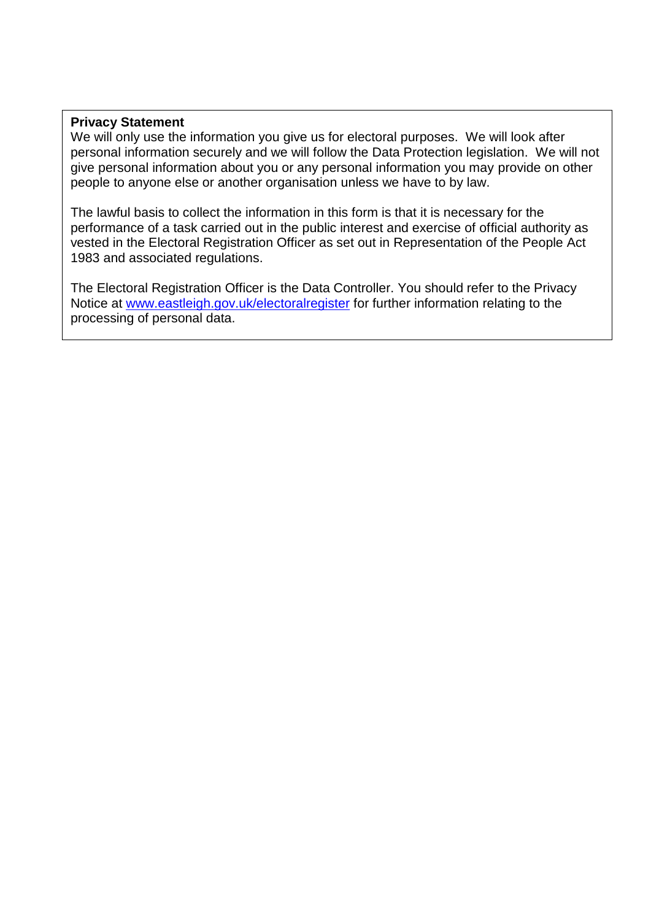**Privacy Statement**

We will only use the information you give us for electoral purposes. We will look after personal information securely and we will follow the Data Protection legislation. We will not give personal information about you or any personal information you may provide on other people to anyone else or another organisation unless we have to by law.

The lawful basis to collect the information in this form is that it is necessary for the performance of a task carried out in the public interest and exercise of official authority as vested in the Electoral Registration Officer as set out in Representation of the People Act 1983 and associated regulations.

The Electoral Registration Officer is the Data Controller. You should refer to the Privacy Notice at [www.eastleigh.gov.uk/electoralregister](www.eastleigh.gov.uk/electoralregister) for further information relating to the processing of personal data.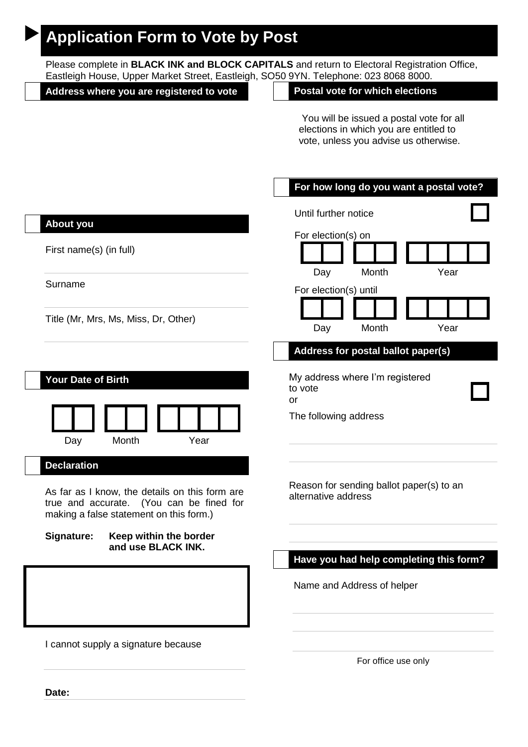# Application Form to Vote by Post

Please complete in **BLACK INK and BLOCK CAPITALS** and return to Electoral Registration Office, Eastleigh House, Upper Market Street, Eastleigh, SO50 9YN. Telephone: 023 8068 8000.

## Address where you are registered to vote

## About you

First name(s) (in full)

Surname

Title (Mr, Mrs, Ms, Miss, Dr, Other)

## Your Date of Birth

Day Month Year

## Declaration

As far as I know, the details on this form are true and accurate. (You can be fined for making a false statement on this form.)

**Signature: Keep within the border and use BLACK INK.**

I cannot supply a signature because

**Date:**

## Postal vote for which elections

You will be issued a postal vote for all elections in which you are entitled to vote, unless you advise us otherwise.

## For how long do you want a postal vote?

Until further notice ☐

For election(s) on

Day Month Year

For election(s) until

Day Month Year

## Address for postal ballot paper(s)

My address where I'm registered to vote ☐
or

The following address

Reason for sending ballot paper(s) to an alternative address

## Have you had help completing this form?

Name and Address of helper

For office use only